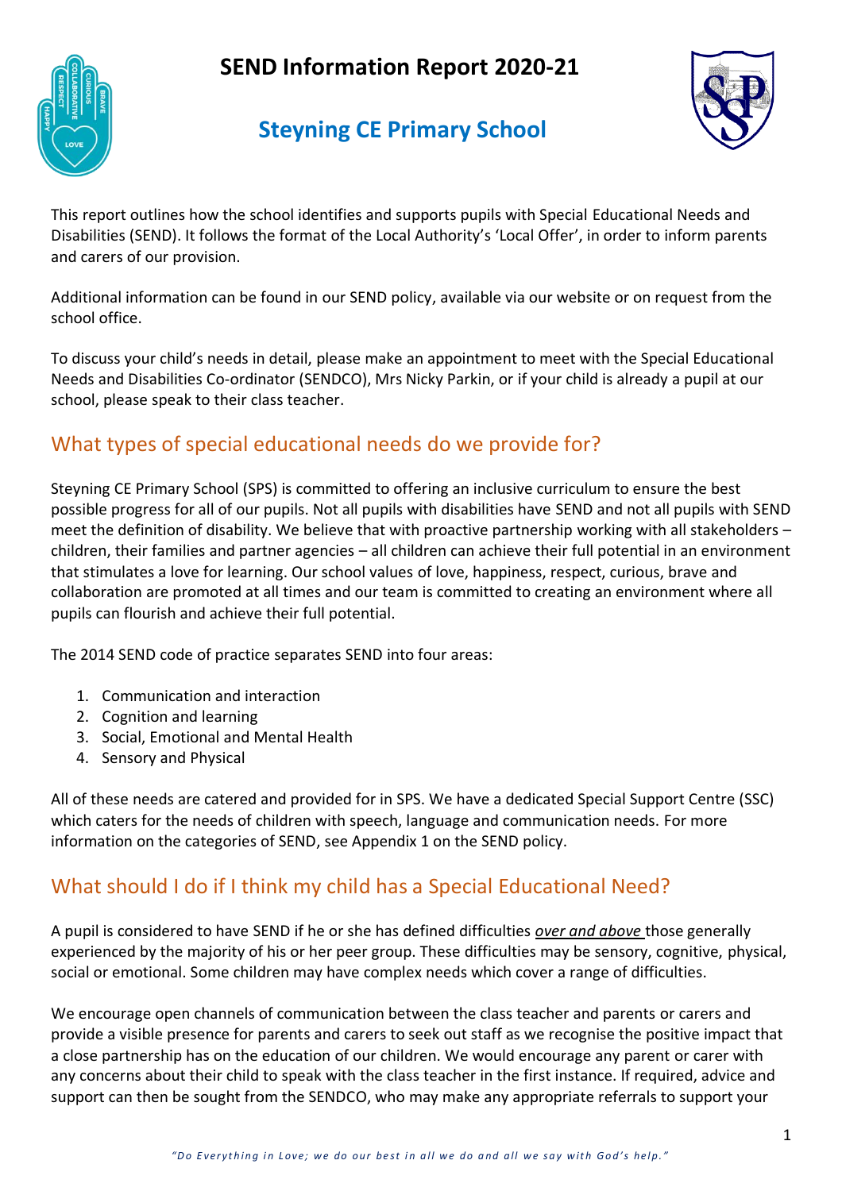# SEND Information Report 2020-21

## Steyning CE Primary School

This report outlines how the school identifies and supports pupils with Special Educational Needs and Disabilities (SEND). It follows the format of the Local Authority's 'Local Offer', in order to inform parents and carers of our provision.

Additional information can be found in our SEND policy, available via our website or on request from the school office.

To discuss your child's needs in detail, please make an appointment to meet with the Special Educational Needs and Disabilities Co-ordinator (SENDCO), Mrs Nicky Parkin, or if your child is already a pupil at our school, please speak to their class teacher.

## What types of special educational needs do we provide for?

Steyning CE Primary School (SPS) is committed to offering an inclusive curriculum to ensure the best possible progress for all of our pupils. Not all pupils with disabilities have SEND and not all pupils with SEND meet the definition of disability. We believe that with proactive partnership working with all stakeholders – children, their families and partner agencies – all children can achieve their full potential in an environment that stimulates a love for learning. Our school values of love, happiness, respect, curious, brave and collaboration are promoted at all times and our team is committed to creating an environment where all pupils can flourish and achieve their full potential.

The 2014 SEND code of practice separates SEND into four areas:

1. Communication and interaction
2. Cognition and learning
3. Social, Emotional and Mental Health
4. Sensory and Physical

All of these needs are catered and provided for in SPS. We have a dedicated Special Support Centre (SSC) which caters for the needs of children with speech, language and communication needs. For more information on the categories of SEND, see Appendix 1 on the SEND policy.

## What should I do if I think my child has a Special Educational Need?

A pupil is considered to have SEND if he or she has defined difficulties ***over and above*** those generally experienced by the majority of his or her peer group. These difficulties may be sensory, cognitive, physical, social or emotional. Some children may have complex needs which cover a range of difficulties.

We encourage open channels of communication between the class teacher and parents or carers and provide a visible presence for parents and carers to seek out staff as we recognise the positive impact that a close partnership has on the education of our children. We would encourage any parent or carer with any concerns about their child to speak with the class teacher in the first instance. If required, advice and support can then be sought from the SENDCO, who may make any appropriate referrals to support your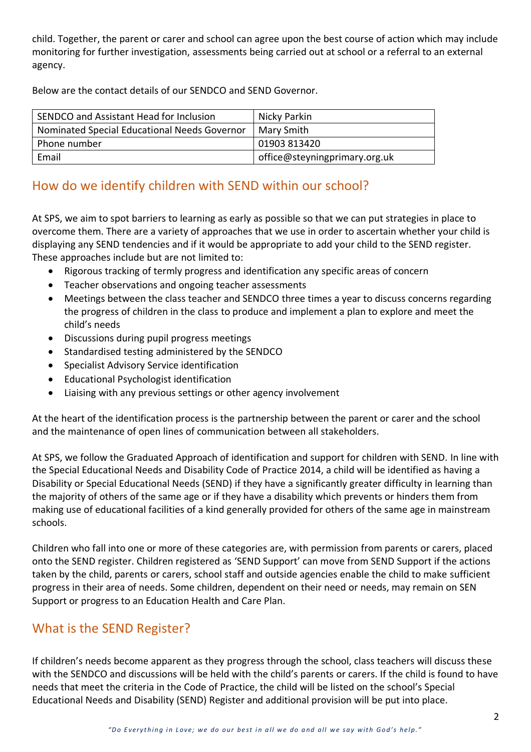child. Together, the parent or carer and school can agree upon the best course of action which may include monitoring for further investigation, assessments being carried out at school or a referral to an external agency.

Below are the contact details of our SENDCO and SEND Governor.

| SENDCO and Assistant Head for Inclusion | Nicky Parkin |
|---|---|
| Nominated Special Educational Needs Governor | Mary Smith |
| Phone number | 01903 813420 |
| Email | office@steyningprimary.org.uk |

## How do we identify children with SEND within our school?

At SPS, we aim to spot barriers to learning as early as possible so that we can put strategies in place to overcome them. There are a variety of approaches that we use in order to ascertain whether your child is displaying any SEND tendencies and if it would be appropriate to add your child to the SEND register. These approaches include but are not limited to:

- Rigorous tracking of termly progress and identification any specific areas of concern
- Teacher observations and ongoing teacher assessments
- Meetings between the class teacher and SENDCO three times a year to discuss concerns regarding the progress of children in the class to produce and implement a plan to explore and meet the child's needs
- Discussions during pupil progress meetings
- Standardised testing administered by the SENDCO
- Specialist Advisory Service identification
- Educational Psychologist identification
- Liaising with any previous settings or other agency involvement

At the heart of the identification process is the partnership between the parent or carer and the school and the maintenance of open lines of communication between all stakeholders.

At SPS, we follow the Graduated Approach of identification and support for children with SEND. In line with the Special Educational Needs and Disability Code of Practice 2014, a child will be identified as having a Disability or Special Educational Needs (SEND) if they have a significantly greater difficulty in learning than the majority of others of the same age or if they have a disability which prevents or hinders them from making use of educational facilities of a kind generally provided for others of the same age in mainstream schools.

Children who fall into one or more of these categories are, with permission from parents or carers, placed onto the SEND register. Children registered as 'SEND Support' can move from SEND Support if the actions taken by the child, parents or carers, school staff and outside agencies enable the child to make sufficient progress in their area of needs. Some children, dependent on their need or needs, may remain on SEN Support or progress to an Education Health and Care Plan.

## What is the SEND Register?

If children's needs become apparent as they progress through the school, class teachers will discuss these with the SENDCO and discussions will be held with the child's parents or carers. If the child is found to have needs that meet the criteria in the Code of Practice, the child will be listed on the school's Special Educational Needs and Disability (SEND) Register and additional provision will be put into place.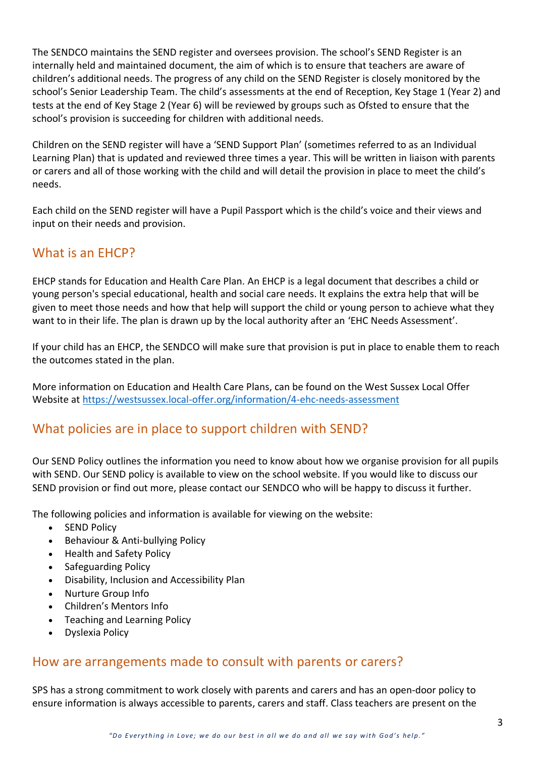The SENDCO maintains the SEND register and oversees provision. The school's SEND Register is an internally held and maintained document, the aim of which is to ensure that teachers are aware of children's additional needs. The progress of any child on the SEND Register is closely monitored by the school's Senior Leadership Team. The child's assessments at the end of Reception, Key Stage 1 (Year 2) and tests at the end of Key Stage 2 (Year 6) will be reviewed by groups such as Ofsted to ensure that the school's provision is succeeding for children with additional needs.

Children on the SEND register will have a 'SEND Support Plan' (sometimes referred to as an Individual Learning Plan) that is updated and reviewed three times a year. This will be written in liaison with parents or carers and all of those working with the child and will detail the provision in place to meet the child's needs.

Each child on the SEND register will have a Pupil Passport which is the child's voice and their views and input on their needs and provision.

## What is an EHCP?

EHCP stands for Education and Health Care Plan. An EHCP is a legal document that describes a child or young person's special educational, health and social care needs. It explains the extra help that will be given to meet those needs and how that help will support the child or young person to achieve what they want to in their life. The plan is drawn up by the local authority after an 'EHC Needs Assessment'.

If your child has an EHCP, the SENDCO will make sure that provision is put in place to enable them to reach the outcomes stated in the plan.

More information on Education and Health Care Plans, can be found on the West Sussex Local Offer Website at https://westsussex.local-offer.org/information/4-ehc-needs-assessment

## What policies are in place to support children with SEND?

Our SEND Policy outlines the information you need to know about how we organise provision for all pupils with SEND. Our SEND policy is available to view on the school website. If you would like to discuss our SEND provision or find out more, please contact our SENDCO who will be happy to discuss it further.

The following policies and information is available for viewing on the website:

- SEND Policy
- Behaviour & Anti-bullying Policy
- Health and Safety Policy
- Safeguarding Policy
- Disability, Inclusion and Accessibility Plan
- Nurture Group Info
- Children's Mentors Info
- Teaching and Learning Policy
- Dyslexia Policy

## How are arrangements made to consult with parents or carers?

SPS has a strong commitment to work closely with parents and carers and has an open-door policy to ensure information is always accessible to parents, carers and staff. Class teachers are present on the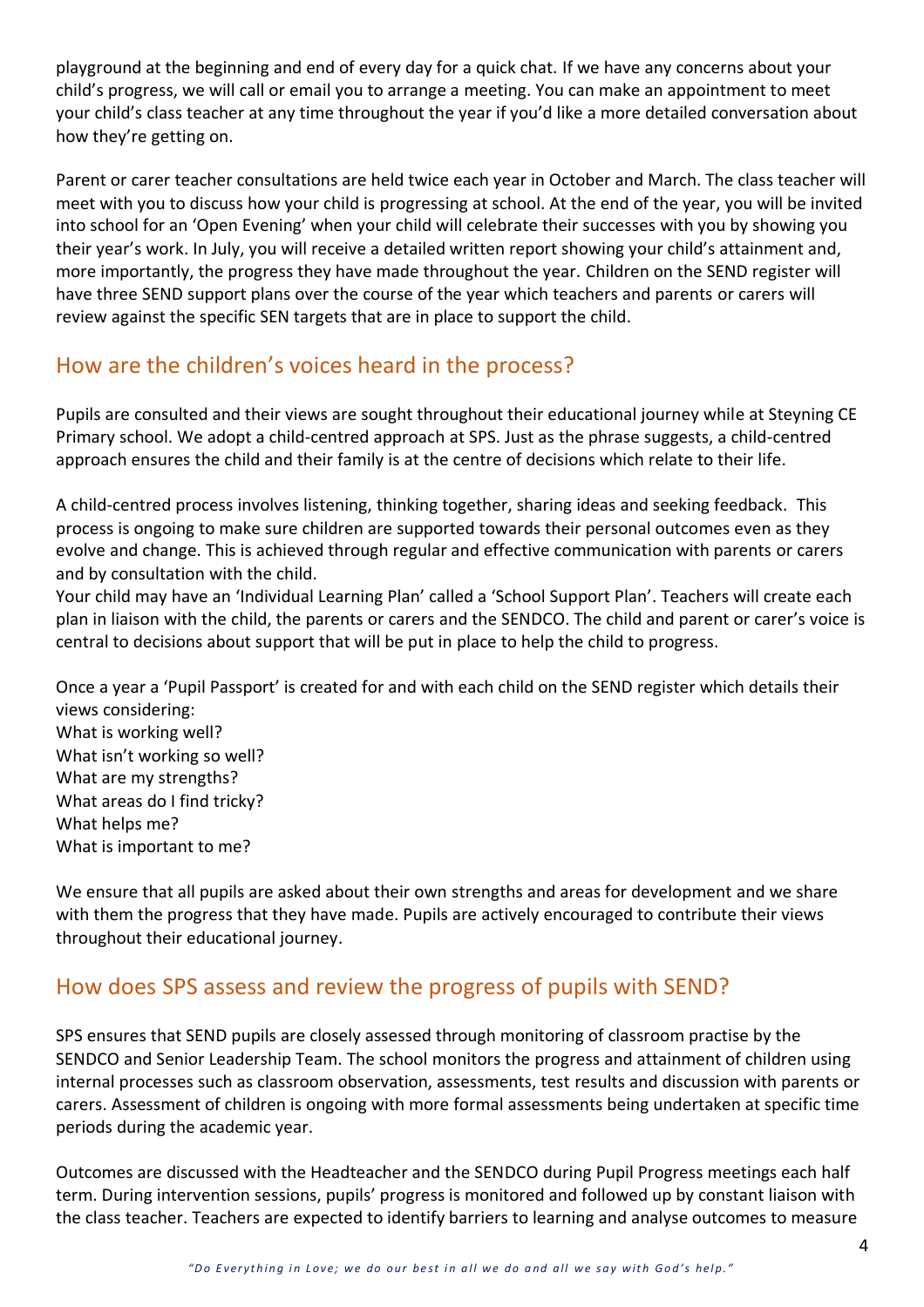playground at the beginning and end of every day for a quick chat. If we have any concerns about your child's progress, we will call or email you to arrange a meeting. You can make an appointment to meet your child's class teacher at any time throughout the year if you'd like a more detailed conversation about how they're getting on.

Parent or carer teacher consultations are held twice each year in October and March. The class teacher will meet with you to discuss how your child is progressing at school. At the end of the year, you will be invited into school for an 'Open Evening' when your child will celebrate their successes with you by showing you their year's work. In July, you will receive a detailed written report showing your child's attainment and, more importantly, the progress they have made throughout the year. Children on the SEND register will have three SEND support plans over the course of the year which teachers and parents or carers will review against the specific SEN targets that are in place to support the child.

## How are the children's voices heard in the process?

Pupils are consulted and their views are sought throughout their educational journey while at Steyning CE Primary school. We adopt a child-centred approach at SPS. Just as the phrase suggests, a child-centred approach ensures the child and their family is at the centre of decisions which relate to their life.

A child-centred process involves listening, thinking together, sharing ideas and seeking feedback. This process is ongoing to make sure children are supported towards their personal outcomes even as they evolve and change. This is achieved through regular and effective communication with parents or carers and by consultation with the child.

Your child may have an 'Individual Learning Plan' called a 'School Support Plan'. Teachers will create each plan in liaison with the child, the parents or carers and the SENDCO. The child and parent or carer's voice is central to decisions about support that will be put in place to help the child to progress.

Once a year a 'Pupil Passport' is created for and with each child on the SEND register which details their views considering:
What is working well?
What isn't working so well?
What are my strengths?
What areas do I find tricky?
What helps me?
What is important to me?

We ensure that all pupils are asked about their own strengths and areas for development and we share with them the progress that they have made. Pupils are actively encouraged to contribute their views throughout their educational journey.

## How does SPS assess and review the progress of pupils with SEND?

SPS ensures that SEND pupils are closely assessed through monitoring of classroom practise by the SENDCO and Senior Leadership Team. The school monitors the progress and attainment of children using internal processes such as classroom observation, assessments, test results and discussion with parents or carers. Assessment of children is ongoing with more formal assessments being undertaken at specific time periods during the academic year.

Outcomes are discussed with the Headteacher and the SENDCO during Pupil Progress meetings each half term. During intervention sessions, pupils' progress is monitored and followed up by constant liaison with the class teacher. Teachers are expected to identify barriers to learning and analyse outcomes to measure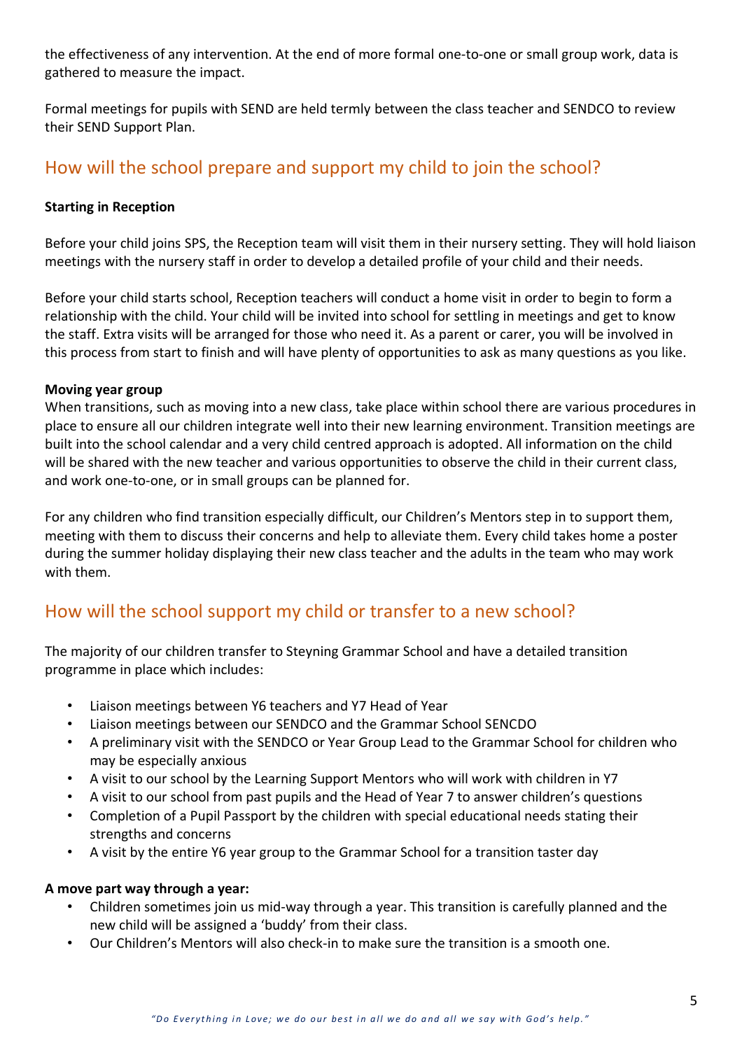the effectiveness of any intervention. At the end of more formal one-to-one or small group work, data is gathered to measure the impact.

Formal meetings for pupils with SEND are held termly between the class teacher and SENDCO to review their SEND Support Plan.

## How will the school prepare and support my child to join the school?

**Starting in Reception**

Before your child joins SPS, the Reception team will visit them in their nursery setting. They will hold liaison meetings with the nursery staff in order to develop a detailed profile of your child and their needs.

Before your child starts school, Reception teachers will conduct a home visit in order to begin to form a relationship with the child. Your child will be invited into school for settling in meetings and get to know the staff. Extra visits will be arranged for those who need it. As a parent or carer, you will be involved in this process from start to finish and will have plenty of opportunities to ask as many questions as you like.

**Moving year group**

When transitions, such as moving into a new class, take place within school there are various procedures in place to ensure all our children integrate well into their new learning environment. Transition meetings are built into the school calendar and a very child centred approach is adopted. All information on the child will be shared with the new teacher and various opportunities to observe the child in their current class, and work one-to-one, or in small groups can be planned for.

For any children who find transition especially difficult, our Children's Mentors step in to support them, meeting with them to discuss their concerns and help to alleviate them. Every child takes home a poster during the summer holiday displaying their new class teacher and the adults in the team who may work with them.

## How will the school support my child or transfer to a new school?

The majority of our children transfer to Steyning Grammar School and have a detailed transition programme in place which includes:

- Liaison meetings between Y6 teachers and Y7 Head of Year
- Liaison meetings between our SENDCO and the Grammar School SENCDO
- A preliminary visit with the SENDCO or Year Group Lead to the Grammar School for children who may be especially anxious
- A visit to our school by the Learning Support Mentors who will work with children in Y7
- A visit to our school from past pupils and the Head of Year 7 to answer children's questions
- Completion of a Pupil Passport by the children with special educational needs stating their strengths and concerns
- A visit by the entire Y6 year group to the Grammar School for a transition taster day

**A move part way through a year:**

- Children sometimes join us mid-way through a year. This transition is carefully planned and the new child will be assigned a 'buddy' from their class.
- Our Children's Mentors will also check-in to make sure the transition is a smooth one.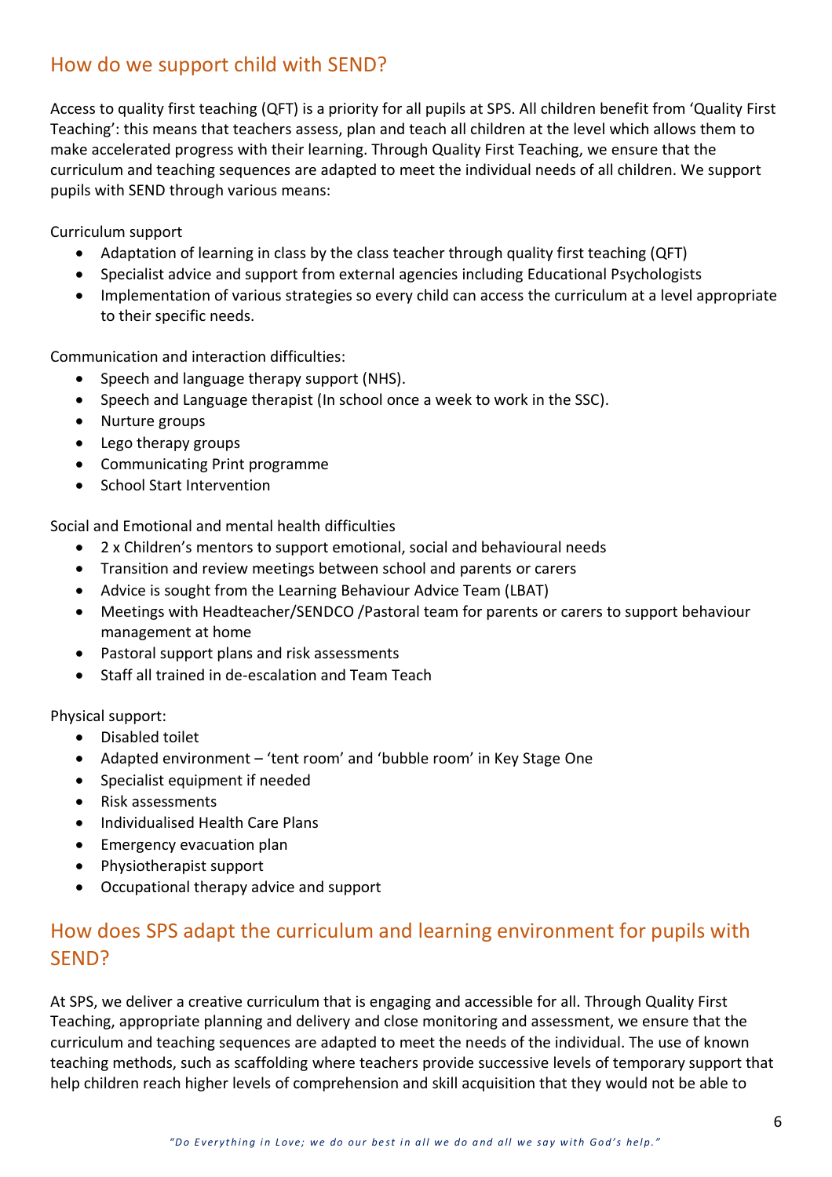## How do we support child with SEND?

Access to quality first teaching (QFT) is a priority for all pupils at SPS. All children benefit from 'Quality First Teaching': this means that teachers assess, plan and teach all children at the level which allows them to make accelerated progress with their learning. Through Quality First Teaching, we ensure that the curriculum and teaching sequences are adapted to meet the individual needs of all children. We support pupils with SEND through various means:

Curriculum support

- Adaptation of learning in class by the class teacher through quality first teaching (QFT)
- Specialist advice and support from external agencies including Educational Psychologists
- Implementation of various strategies so every child can access the curriculum at a level appropriate to their specific needs.

Communication and interaction difficulties:

- Speech and language therapy support (NHS).
- Speech and Language therapist (In school once a week to work in the SSC).
- Nurture groups
- Lego therapy groups
- Communicating Print programme
- School Start Intervention

Social and Emotional and mental health difficulties

- 2 x Children's mentors to support emotional, social and behavioural needs
- Transition and review meetings between school and parents or carers
- Advice is sought from the Learning Behaviour Advice Team (LBAT)
- Meetings with Headteacher/SENDCO /Pastoral team for parents or carers to support behaviour management at home
- Pastoral support plans and risk assessments
- Staff all trained in de-escalation and Team Teach

Physical support:

- Disabled toilet
- Adapted environment – 'tent room' and 'bubble room' in Key Stage One
- Specialist equipment if needed
- Risk assessments
- Individualised Health Care Plans
- Emergency evacuation plan
- Physiotherapist support
- Occupational therapy advice and support

## How does SPS adapt the curriculum and learning environment for pupils with SEND?

At SPS, we deliver a creative curriculum that is engaging and accessible for all. Through Quality First Teaching, appropriate planning and delivery and close monitoring and assessment, we ensure that the curriculum and teaching sequences are adapted to meet the needs of the individual. The use of known teaching methods, such as scaffolding where teachers provide successive levels of temporary support that help children reach higher levels of comprehension and skill acquisition that they would not be able to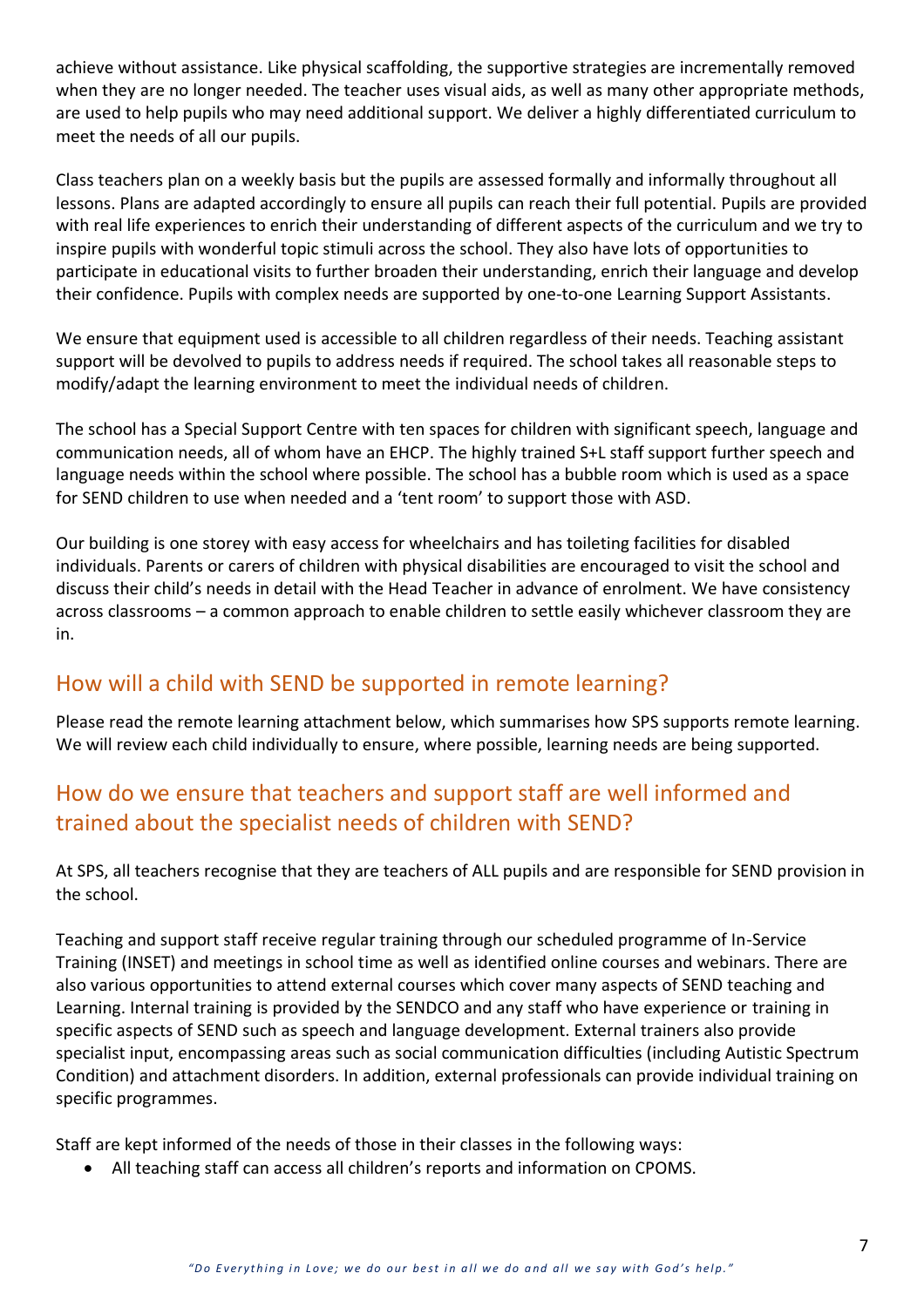achieve without assistance. Like physical scaffolding, the supportive strategies are incrementally removed when they are no longer needed. The teacher uses visual aids, as well as many other appropriate methods, are used to help pupils who may need additional support. We deliver a highly differentiated curriculum to meet the needs of all our pupils.

Class teachers plan on a weekly basis but the pupils are assessed formally and informally throughout all lessons. Plans are adapted accordingly to ensure all pupils can reach their full potential. Pupils are provided with real life experiences to enrich their understanding of different aspects of the curriculum and we try to inspire pupils with wonderful topic stimuli across the school. They also have lots of opportunities to participate in educational visits to further broaden their understanding, enrich their language and develop their confidence. Pupils with complex needs are supported by one-to-one Learning Support Assistants.

We ensure that equipment used is accessible to all children regardless of their needs. Teaching assistant support will be devolved to pupils to address needs if required. The school takes all reasonable steps to modify/adapt the learning environment to meet the individual needs of children.

The school has a Special Support Centre with ten spaces for children with significant speech, language and communication needs, all of whom have an EHCP. The highly trained S+L staff support further speech and language needs within the school where possible. The school has a bubble room which is used as a space for SEND children to use when needed and a 'tent room' to support those with ASD.

Our building is one storey with easy access for wheelchairs and has toileting facilities for disabled individuals. Parents or carers of children with physical disabilities are encouraged to visit the school and discuss their child's needs in detail with the Head Teacher in advance of enrolment. We have consistency across classrooms – a common approach to enable children to settle easily whichever classroom they are in.

## How will a child with SEND be supported in remote learning?

Please read the remote learning attachment below, which summarises how SPS supports remote learning. We will review each child individually to ensure, where possible, learning needs are being supported.

## How do we ensure that teachers and support staff are well informed and trained about the specialist needs of children with SEND?

At SPS, all teachers recognise that they are teachers of ALL pupils and are responsible for SEND provision in the school.

Teaching and support staff receive regular training through our scheduled programme of In-Service Training (INSET) and meetings in school time as well as identified online courses and webinars. There are also various opportunities to attend external courses which cover many aspects of SEND teaching and Learning. Internal training is provided by the SENDCO and any staff who have experience or training in specific aspects of SEND such as speech and language development. External trainers also provide specialist input, encompassing areas such as social communication difficulties (including Autistic Spectrum Condition) and attachment disorders. In addition, external professionals can provide individual training on specific programmes.

Staff are kept informed of the needs of those in their classes in the following ways:

- All teaching staff can access all children's reports and information on CPOMS.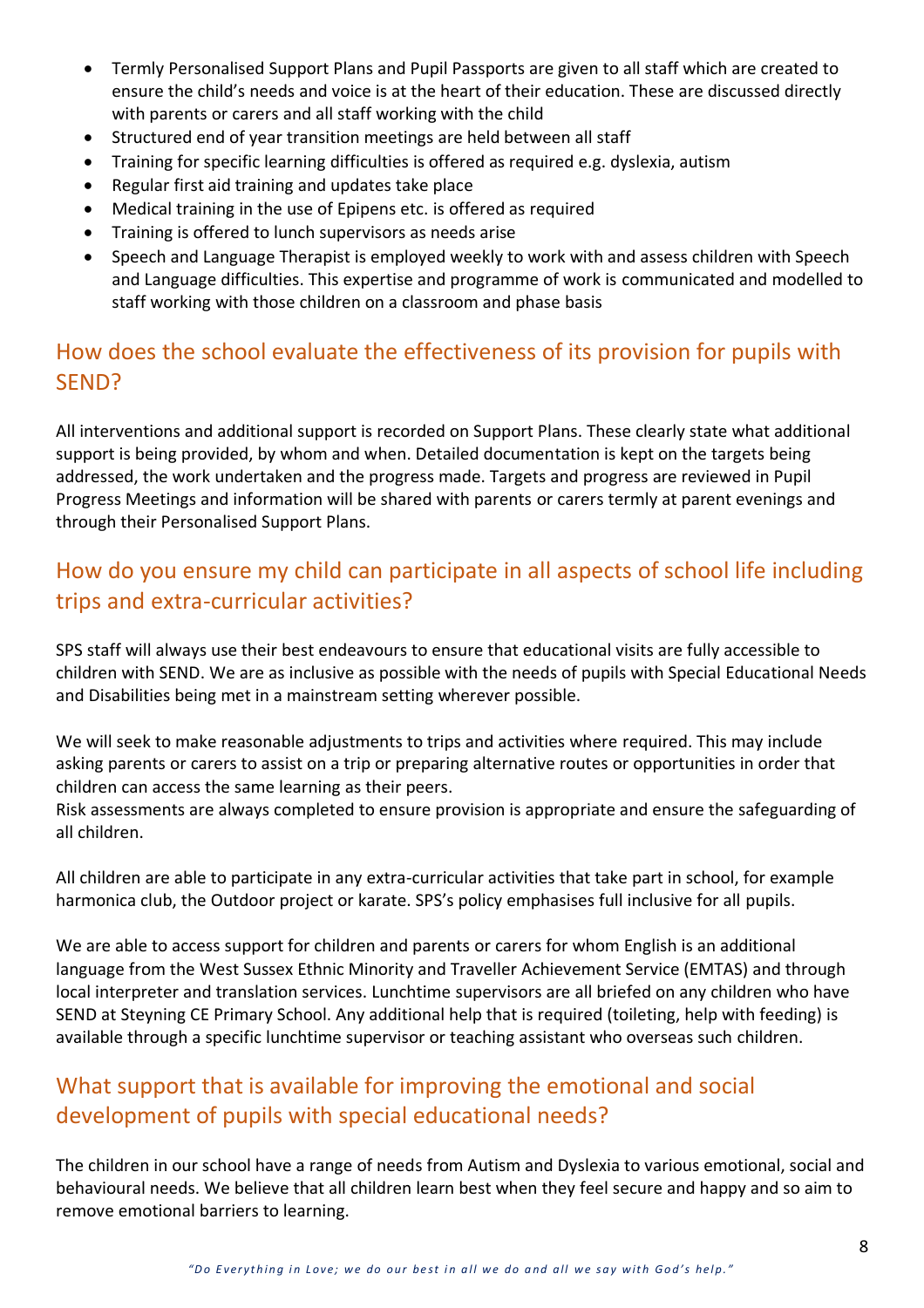- Termly Personalised Support Plans and Pupil Passports are given to all staff which are created to ensure the child's needs and voice is at the heart of their education. These are discussed directly with parents or carers and all staff working with the child
- Structured end of year transition meetings are held between all staff
- Training for specific learning difficulties is offered as required e.g. dyslexia, autism
- Regular first aid training and updates take place
- Medical training in the use of Epipens etc. is offered as required
- Training is offered to lunch supervisors as needs arise
- Speech and Language Therapist is employed weekly to work with and assess children with Speech and Language difficulties. This expertise and programme of work is communicated and modelled to staff working with those children on a classroom and phase basis

## How does the school evaluate the effectiveness of its provision for pupils with SEND?

All interventions and additional support is recorded on Support Plans. These clearly state what additional support is being provided, by whom and when. Detailed documentation is kept on the targets being addressed, the work undertaken and the progress made. Targets and progress are reviewed in Pupil Progress Meetings and information will be shared with parents or carers termly at parent evenings and through their Personalised Support Plans.

## How do you ensure my child can participate in all aspects of school life including trips and extra-curricular activities?

SPS staff will always use their best endeavours to ensure that educational visits are fully accessible to children with SEND. We are as inclusive as possible with the needs of pupils with Special Educational Needs and Disabilities being met in a mainstream setting wherever possible.

We will seek to make reasonable adjustments to trips and activities where required. This may include asking parents or carers to assist on a trip or preparing alternative routes or opportunities in order that children can access the same learning as their peers.
Risk assessments are always completed to ensure provision is appropriate and ensure the safeguarding of all children.

All children are able to participate in any extra-curricular activities that take part in school, for example harmonica club, the Outdoor project or karate. SPS's policy emphasises full inclusive for all pupils.

We are able to access support for children and parents or carers for whom English is an additional language from the West Sussex Ethnic Minority and Traveller Achievement Service (EMTAS) and through local interpreter and translation services. Lunchtime supervisors are all briefed on any children who have SEND at Steyning CE Primary School. Any additional help that is required (toileting, help with feeding) is available through a specific lunchtime supervisor or teaching assistant who overseas such children.

## What support that is available for improving the emotional and social development of pupils with special educational needs?

The children in our school have a range of needs from Autism and Dyslexia to various emotional, social and behavioural needs. We believe that all children learn best when they feel secure and happy and so aim to remove emotional barriers to learning.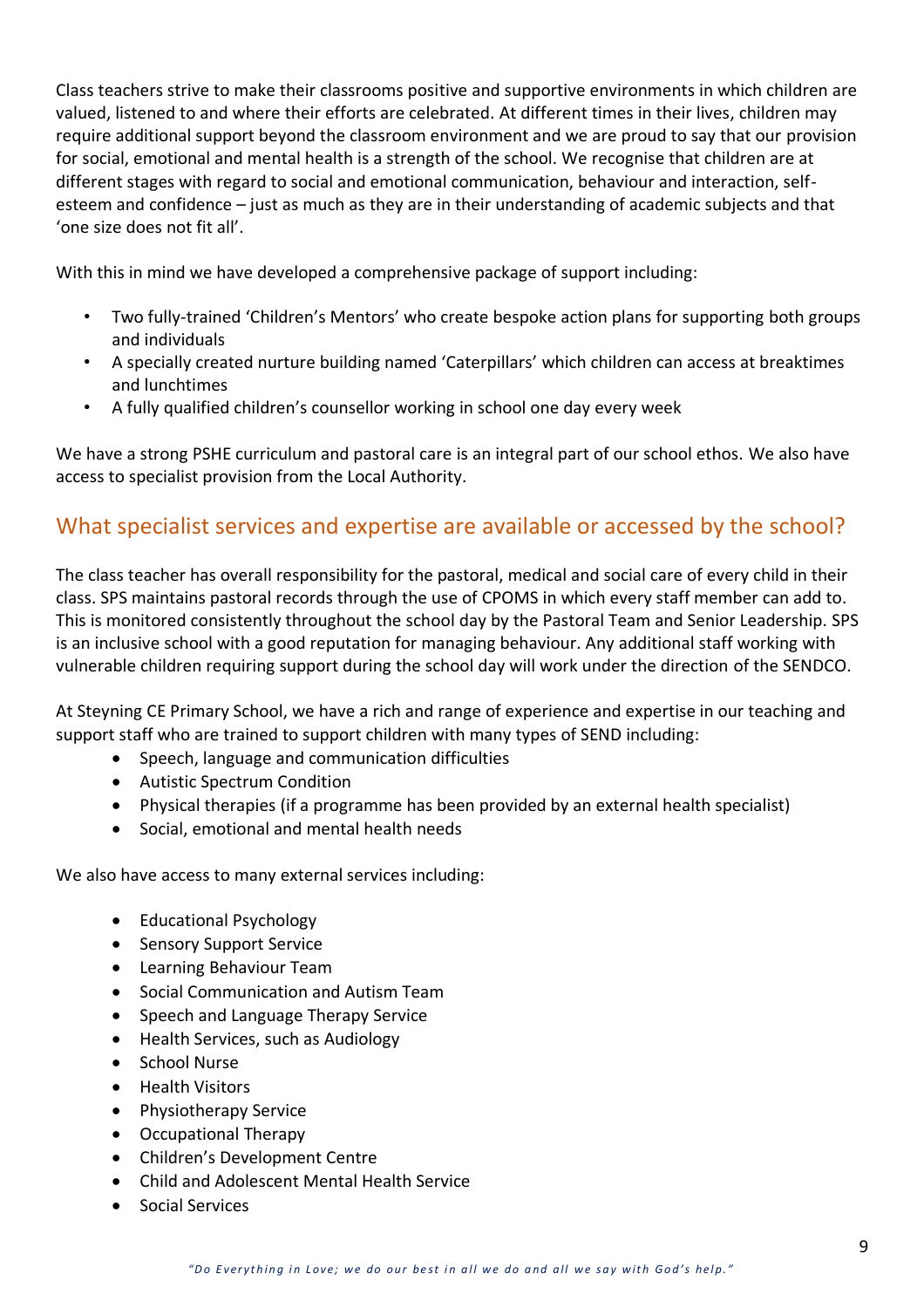Class teachers strive to make their classrooms positive and supportive environments in which children are valued, listened to and where their efforts are celebrated. At different times in their lives, children may require additional support beyond the classroom environment and we are proud to say that our provision for social, emotional and mental health is a strength of the school. We recognise that children are at different stages with regard to social and emotional communication, behaviour and interaction, self-esteem and confidence – just as much as they are in their understanding of academic subjects and that 'one size does not fit all'.

With this in mind we have developed a comprehensive package of support including:

- Two fully-trained 'Children's Mentors' who create bespoke action plans for supporting both groups and individuals
- A specially created nurture building named 'Caterpillars' which children can access at breaktimes and lunchtimes
- A fully qualified children's counsellor working in school one day every week

We have a strong PSHE curriculum and pastoral care is an integral part of our school ethos. We also have access to specialist provision from the Local Authority.

## What specialist services and expertise are available or accessed by the school?

The class teacher has overall responsibility for the pastoral, medical and social care of every child in their class. SPS maintains pastoral records through the use of CPOMS in which every staff member can add to. This is monitored consistently throughout the school day by the Pastoral Team and Senior Leadership. SPS is an inclusive school with a good reputation for managing behaviour. Any additional staff working with vulnerable children requiring support during the school day will work under the direction of the SENDCO.

At Steyning CE Primary School, we have a rich and range of experience and expertise in our teaching and support staff who are trained to support children with many types of SEND including:

- Speech, language and communication difficulties
- Autistic Spectrum Condition
- Physical therapies (if a programme has been provided by an external health specialist)
- Social, emotional and mental health needs

We also have access to many external services including:

- Educational Psychology
- Sensory Support Service
- Learning Behaviour Team
- Social Communication and Autism Team
- Speech and Language Therapy Service
- Health Services, such as Audiology
- School Nurse
- Health Visitors
- Physiotherapy Service
- Occupational Therapy
- Children's Development Centre
- Child and Adolescent Mental Health Service
- Social Services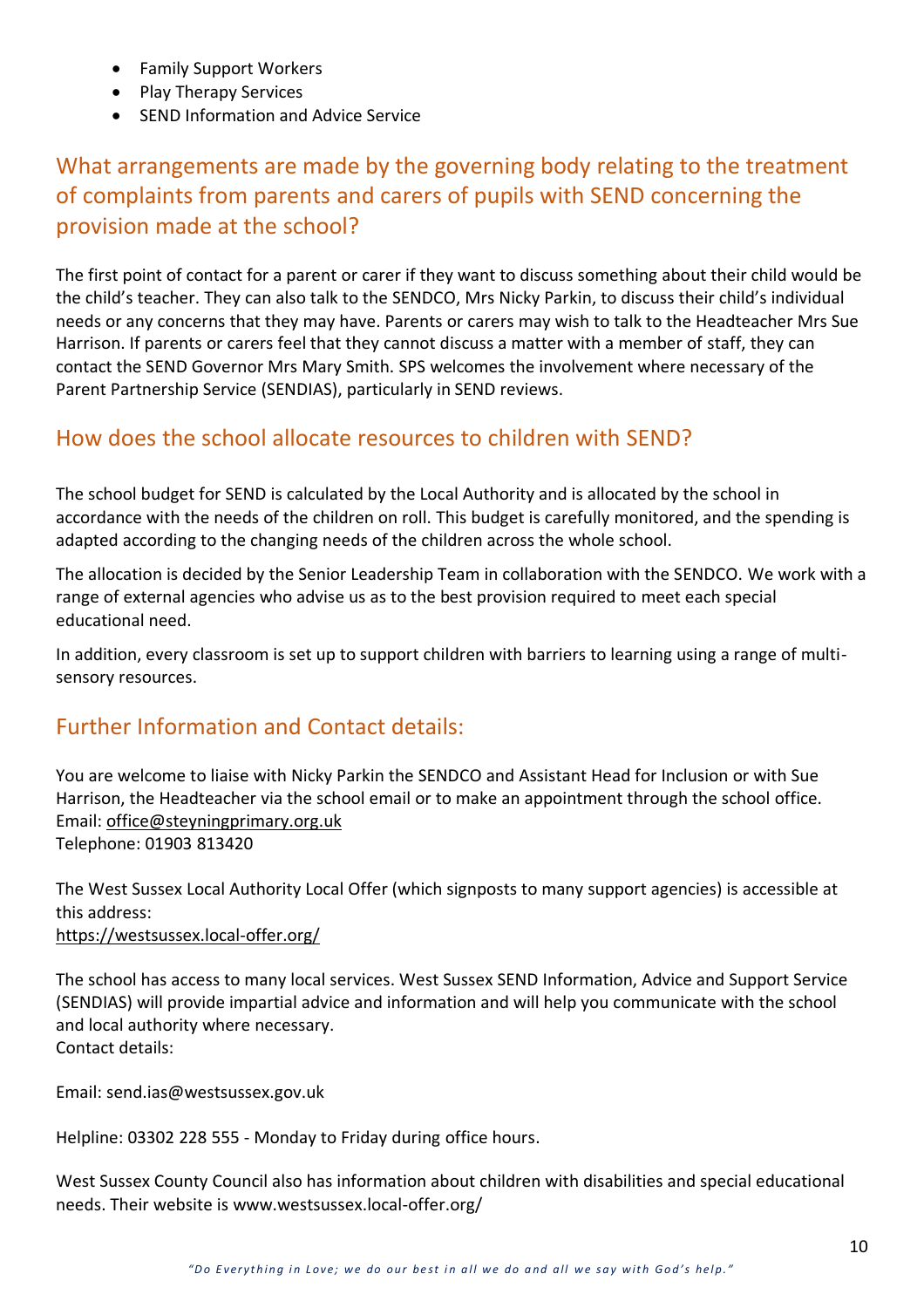- Family Support Workers
- Play Therapy Services
- SEND Information and Advice Service

## What arrangements are made by the governing body relating to the treatment of complaints from parents and carers of pupils with SEND concerning the provision made at the school?

The first point of contact for a parent or carer if they want to discuss something about their child would be the child's teacher. They can also talk to the SENDCO, Mrs Nicky Parkin, to discuss their child's individual needs or any concerns that they may have. Parents or carers may wish to talk to the Headteacher Mrs Sue Harrison. If parents or carers feel that they cannot discuss a matter with a member of staff, they can contact the SEND Governor Mrs Mary Smith. SPS welcomes the involvement where necessary of the Parent Partnership Service (SENDIAS), particularly in SEND reviews.

## How does the school allocate resources to children with SEND?

The school budget for SEND is calculated by the Local Authority and is allocated by the school in accordance with the needs of the children on roll. This budget is carefully monitored, and the spending is adapted according to the changing needs of the children across the whole school.

The allocation is decided by the Senior Leadership Team in collaboration with the SENDCO. We work with a range of external agencies who advise us as to the best provision required to meet each special educational need.

In addition, every classroom is set up to support children with barriers to learning using a range of multi-sensory resources.

## Further Information and Contact details:

You are welcome to liaise with Nicky Parkin the SENDCO and Assistant Head for Inclusion or with Sue Harrison, the Headteacher via the school email or to make an appointment through the school office.
Email: office@steyningprimary.org.uk
Telephone: 01903 813420

The West Sussex Local Authority Local Offer (which signposts to many support agencies) is accessible at this address:
https://westsussex.local-offer.org/

The school has access to many local services. West Sussex SEND Information, Advice and Support Service (SENDIAS) will provide impartial advice and information and will help you communicate with the school and local authority where necessary.
Contact details:

Email: send.ias@westsussex.gov.uk

Helpline: 03302 228 555 - Monday to Friday during office hours.

West Sussex County Council also has information about children with disabilities and special educational needs. Their website is www.westsussex.local-offer.org/